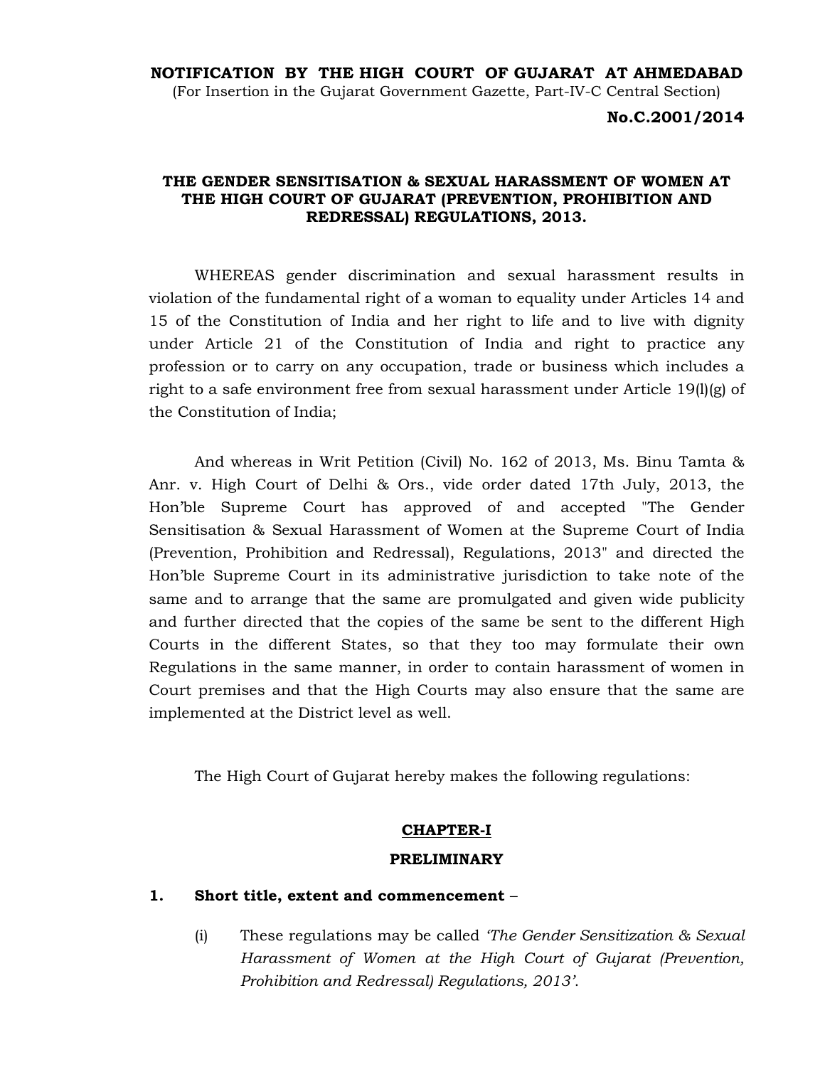**NOTIFICATION BY THE HIGH COURT OF GUJARAT AT AHMEDABAD**

(For Insertion in the Gujarat Government Gazette, Part-IV-C Central Section)

**No.C.2001/2014**

## THE GENDER SENSITISATION & SEXUAL HARASSMENT OF WOMEN AT THE HIGH COURT OF GUJARAT (PREVENTION, PROHIBITION AND REDRESSAL) REGULATIONS, 2013.

WHEREAS gender discrimination and sexual harassment results in violation of the fundamental right of a woman to equality under Articles 14 and 15 of the Constitution of India and her right to life and to live with dignity under Article 21 of the Constitution of India and right to practice any profession or to carry on any occupation, trade or business which includes a right to a safe environment free from sexual harassment under Article 19(l)(g) of the Constitution of India;

And whereas in Writ Petition (Civil) No. 162 of 2013, Ms. Binu Tamta & Anr. v. High Court of Delhi & Ors., vide order dated 17th July, 2013, the Hon'ble Supreme Court has approved of and accepted "The Gender Sensitisation & Sexual Harassment of Women at the Supreme Court of India (Prevention, Prohibition and Redressal), Regulations, 2013" and directed the Hon'ble Supreme Court in its administrative jurisdiction to take note of the same and to arrange that the same are promulgated and given wide publicity and further directed that the copies of the same be sent to the different High Courts in the different States, so that they too may formulate their own Regulations in the same manner, in order to contain harassment of women in Court premises and that the High Courts may also ensure that the same are implemented at the District level as well.

The High Court of Gujarat hereby makes the following regulations:

### CHAPTER-I

### PRELIMINARY

**1. Short title, extent and commencement** –

(i) These regulations may be called *'The Gender Sensitization & Sexual Harassment of Women at the High Court of Gujarat (Prevention, Prohibition and Redressal) Regulations, 2013'*.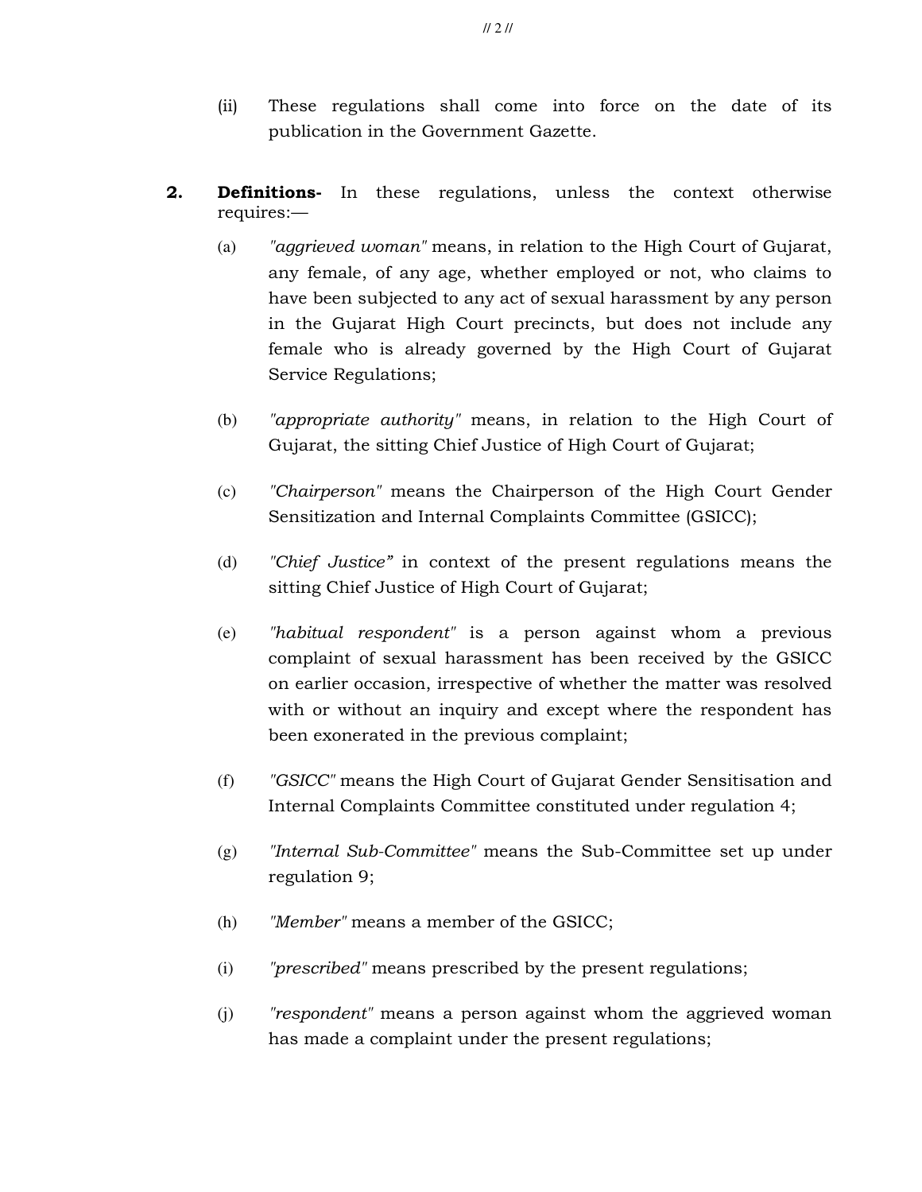(ii) These regulations shall come into force on the date of its publication in the Government Gazette.

**2. Definitions-** In these regulations, unless the context otherwise requires:—

(a) *"aggrieved woman"* means, in relation to the High Court of Gujarat, any female, of any age, whether employed or not, who claims to have been subjected to any act of sexual harassment by any person in the Gujarat High Court precincts, but does not include any female who is already governed by the High Court of Gujarat Service Regulations;

(b) *"appropriate authority"* means, in relation to the High Court of Gujarat, the sitting Chief Justice of High Court of Gujarat;

(c) *"Chairperson"* means the Chairperson of the High Court Gender Sensitization and Internal Complaints Committee (GSICC);

(d) *"Chief Justice"* in context of the present regulations means the sitting Chief Justice of High Court of Gujarat;

(e) *"habitual respondent"* is a person against whom a previous complaint of sexual harassment has been received by the GSICC on earlier occasion, irrespective of whether the matter was resolved with or without an inquiry and except where the respondent has been exonerated in the previous complaint;

(f) *"GSICC"* means the High Court of Gujarat Gender Sensitisation and Internal Complaints Committee constituted under regulation 4;

(g) *"Internal Sub-Committee"* means the Sub-Committee set up under regulation 9;

(h) *"Member"* means a member of the GSICC;

(i) *"prescribed"* means prescribed by the present regulations;

(j) *"respondent"* means a person against whom the aggrieved woman has made a complaint under the present regulations;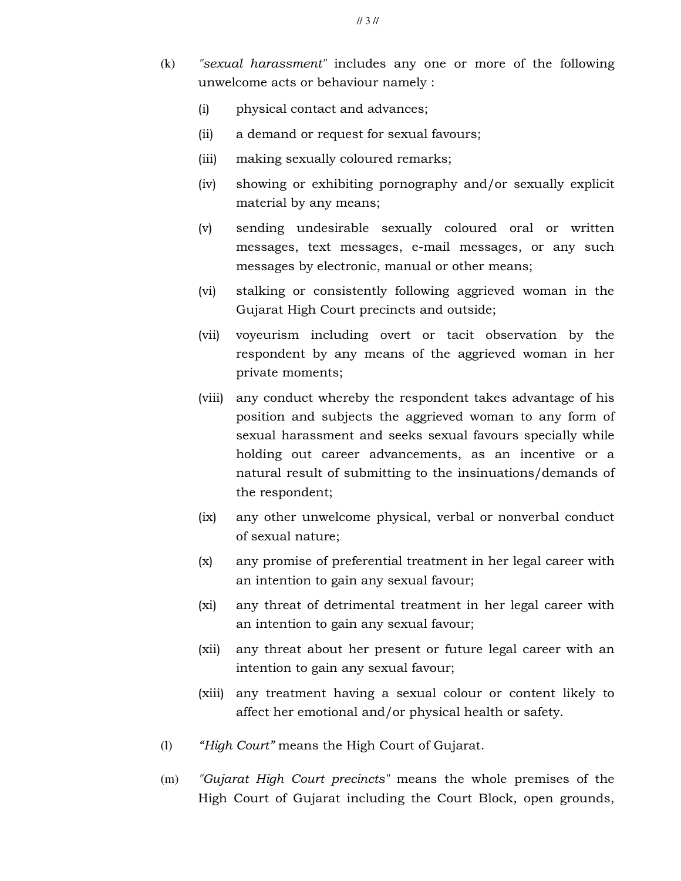(k) *"sexual harassment"* includes any one or more of the following unwelcome acts or behaviour namely :

   (i) physical contact and advances;

   (ii) a demand or request for sexual favours;

   (iii) making sexually coloured remarks;

   (iv) showing or exhibiting pornography and/or sexually explicit material by any means;

   (v) sending undesirable sexually coloured oral or written messages, text messages, e-mail messages, or any such messages by electronic, manual or other means;

   (vi) stalking or consistently following aggrieved woman in the Gujarat High Court precincts and outside;

   (vii) voyeurism including overt or tacit observation by the respondent by any means of the aggrieved woman in her private moments;

   (viii) any conduct whereby the respondent takes advantage of his position and subjects the aggrieved woman to any form of sexual harassment and seeks sexual favours specially while holding out career advancements, as an incentive or a natural result of submitting to the insinuations/demands of the respondent;

   (ix) any other unwelcome physical, verbal or nonverbal conduct of sexual nature;

   (x) any promise of preferential treatment in her legal career with an intention to gain any sexual favour;

   (xi) any threat of detrimental treatment in her legal career with an intention to gain any sexual favour;

   (xii) any threat about her present or future legal career with an intention to gain any sexual favour;

   (xiii) any treatment having a sexual colour or content likely to affect her emotional and/or physical health or safety.

(l) *"High Court"* means the High Court of Gujarat.

(m) *"Gujarat High Court precincts"* means the whole premises of the High Court of Gujarat including the Court Block, open grounds,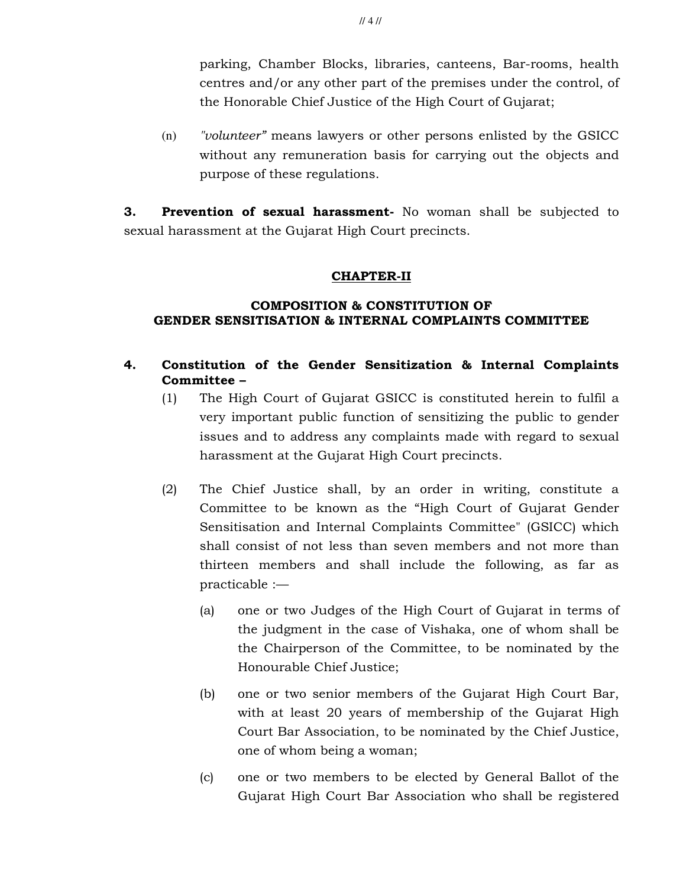parking, Chamber Blocks, libraries, canteens, Bar-rooms, health centres and/or any other part of the premises under the control, of the Honorable Chief Justice of the High Court of Gujarat;

(n) *"volunteer"* means lawyers or other persons enlisted by the GSICC without any remuneration basis for carrying out the objects and purpose of these regulations.

**3. Prevention of sexual harassment-** No woman shall be subjected to sexual harassment at the Gujarat High Court precincts.

## CHAPTER-II

### COMPOSITION & CONSTITUTION OF GENDER SENSITISATION & INTERNAL COMPLAINTS COMMITTEE

**4. Constitution of the Gender Sensitization & Internal Complaints Committee –**

(1) The High Court of Gujarat GSICC is constituted herein to fulfil a very important public function of sensitizing the public to gender issues and to address any complaints made with regard to sexual harassment at the Gujarat High Court precincts.

(2) The Chief Justice shall, by an order in writing, constitute a Committee to be known as the "High Court of Gujarat Gender Sensitisation and Internal Complaints Committee" (GSICC) which shall consist of not less than seven members and not more than thirteen members and shall include the following, as far as practicable :—

(a) one or two Judges of the High Court of Gujarat in terms of the judgment in the case of Vishaka, one of whom shall be the Chairperson of the Committee, to be nominated by the Honourable Chief Justice;

(b) one or two senior members of the Gujarat High Court Bar, with at least 20 years of membership of the Gujarat High Court Bar Association, to be nominated by the Chief Justice, one of whom being a woman;

(c) one or two members to be elected by General Ballot of the Gujarat High Court Bar Association who shall be registered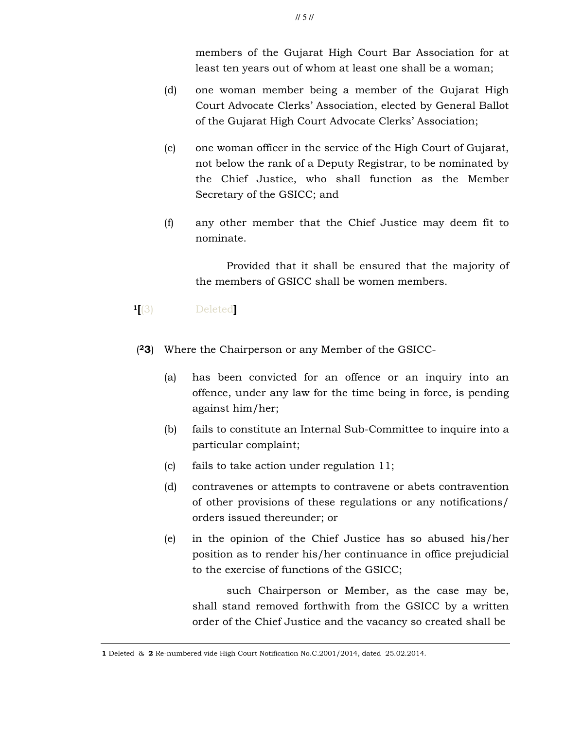members of the Gujarat High Court Bar Association for at least ten years out of whom at least one shall be a woman;

(d) one woman member being a member of the Gujarat High Court Advocate Clerks' Association, elected by General Ballot of the Gujarat High Court Advocate Clerks' Association;

(e) one woman officer in the service of the High Court of Gujarat, not below the rank of a Deputy Registrar, to be nominated by the Chief Justice, who shall function as the Member Secretary of the GSICC; and

(f) any other member that the Chief Justice may deem fit to nominate.

Provided that it shall be ensured that the majority of the members of GSICC shall be women members.

[1][(3) Deleted]

([2]**3**) Where the Chairperson or any Member of the GSICC-

(a) has been convicted for an offence or an inquiry into an offence, under any law for the time being in force, is pending against him/her;

(b) fails to constitute an Internal Sub-Committee to inquire into a particular complaint;

(c) fails to take action under regulation 11;

(d) contravenes or attempts to contravene or abets contravention of other provisions of these regulations or any notifications/ orders issued thereunder; or

(e) in the opinion of the Chief Justice has so abused his/her position as to render his/her continuance in office prejudicial to the exercise of functions of the GSICC;

such Chairperson or Member, as the case may be, shall stand removed forthwith from the GSICC by a written order of the Chief Justice and the vacancy so created shall be

---

**1** Deleted & **2** Re-numbered vide High Court Notification No.C.2001/2014, dated 25.02.2014.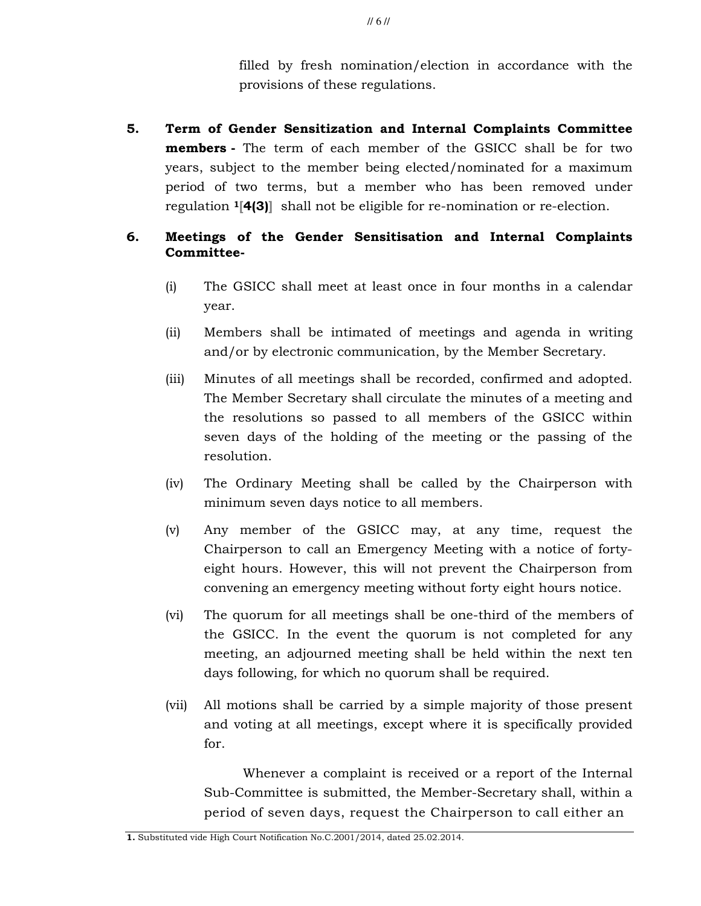filled by fresh nomination/election in accordance with the provisions of these regulations.

**5. Term of Gender Sensitization and Internal Complaints Committee members -** The term of each member of the GSICC shall be for two years, subject to the member being elected/nominated for a maximum period of two terms, but a member who has been removed under regulation [1][**4(3)**] shall not be eligible for re-nomination or re-election.

**6. Meetings of the Gender Sensitisation and Internal Complaints Committee-**

(i) The GSICC shall meet at least once in four months in a calendar year.

(ii) Members shall be intimated of meetings and agenda in writing and/or by electronic communication, by the Member Secretary.

(iii) Minutes of all meetings shall be recorded, confirmed and adopted. The Member Secretary shall circulate the minutes of a meeting and the resolutions so passed to all members of the GSICC within seven days of the holding of the meeting or the passing of the resolution.

(iv) The Ordinary Meeting shall be called by the Chairperson with minimum seven days notice to all members.

(v) Any member of the GSICC may, at any time, request the Chairperson to call an Emergency Meeting with a notice of forty-eight hours. However, this will not prevent the Chairperson from convening an emergency meeting without forty eight hours notice.

(vi) The quorum for all meetings shall be one-third of the members of the GSICC. In the event the quorum is not completed for any meeting, an adjourned meeting shall be held within the next ten days following, for which no quorum shall be required.

(vii) All motions shall be carried by a simple majority of those present and voting at all meetings, except where it is specifically provided for.

Whenever a complaint is received or a report of the Internal Sub-Committee is submitted, the Member-Secretary shall, within a period of seven days, request the Chairperson to call either an

---

**1.** Substituted vide High Court Notification No.C.2001/2014, dated 25.02.2014.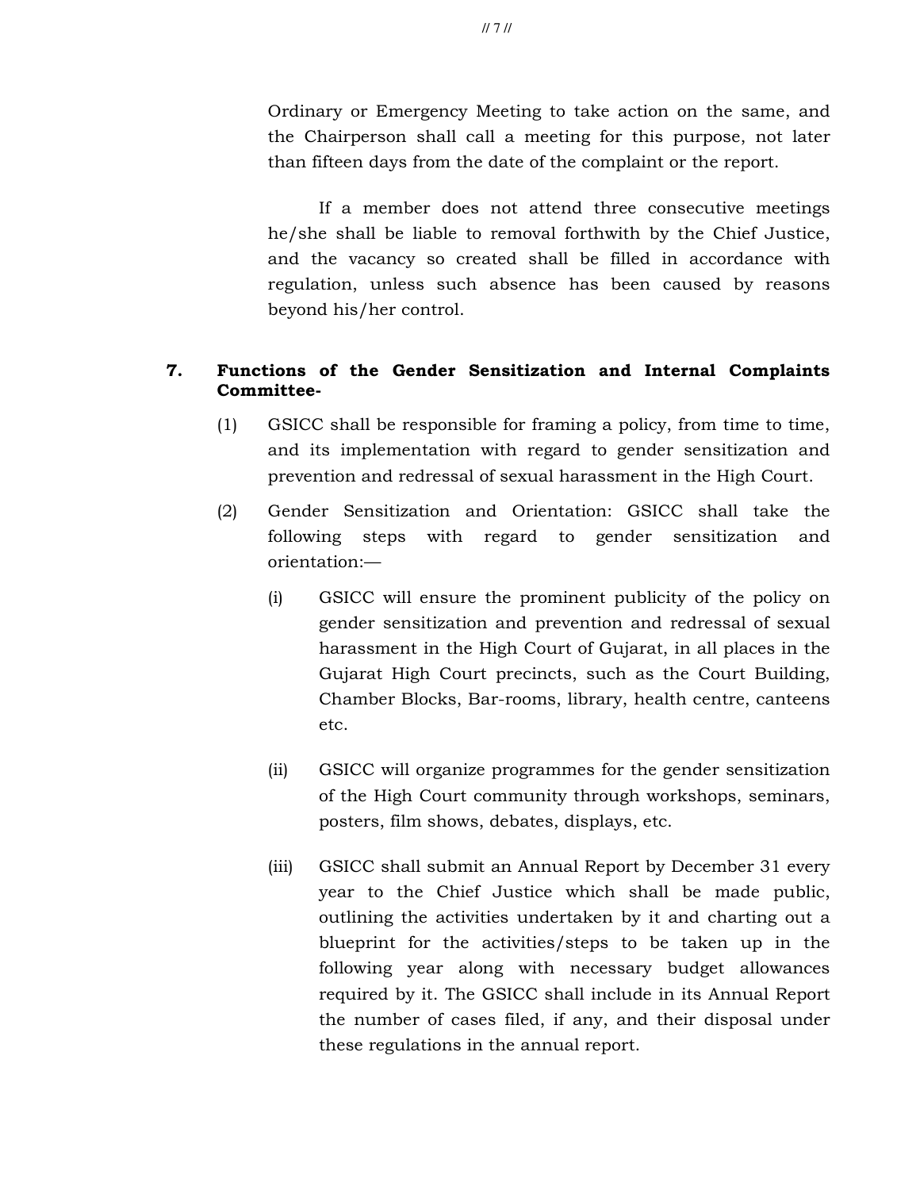Ordinary or Emergency Meeting to take action on the same, and the Chairperson shall call a meeting for this purpose, not later than fifteen days from the date of the complaint or the report.

If a member does not attend three consecutive meetings he/she shall be liable to removal forthwith by the Chief Justice, and the vacancy so created shall be filled in accordance with regulation, unless such absence has been caused by reasons beyond his/her control.

**7. Functions of the Gender Sensitization and Internal Complaints Committee-**

(1) GSICC shall be responsible for framing a policy, from time to time, and its implementation with regard to gender sensitization and prevention and redressal of sexual harassment in the High Court.

(2) Gender Sensitization and Orientation: GSICC shall take the following steps with regard to gender sensitization and orientation:—

(i) GSICC will ensure the prominent publicity of the policy on gender sensitization and prevention and redressal of sexual harassment in the High Court of Gujarat, in all places in the Gujarat High Court precincts, such as the Court Building, Chamber Blocks, Bar-rooms, library, health centre, canteens etc.

(ii) GSICC will organize programmes for the gender sensitization of the High Court community through workshops, seminars, posters, film shows, debates, displays, etc.

(iii) GSICC shall submit an Annual Report by December 31 every year to the Chief Justice which shall be made public, outlining the activities undertaken by it and charting out a blueprint for the activities/steps to be taken up in the following year along with necessary budget allowances required by it. The GSICC shall include in its Annual Report the number of cases filed, if any, and their disposal under these regulations in the annual report.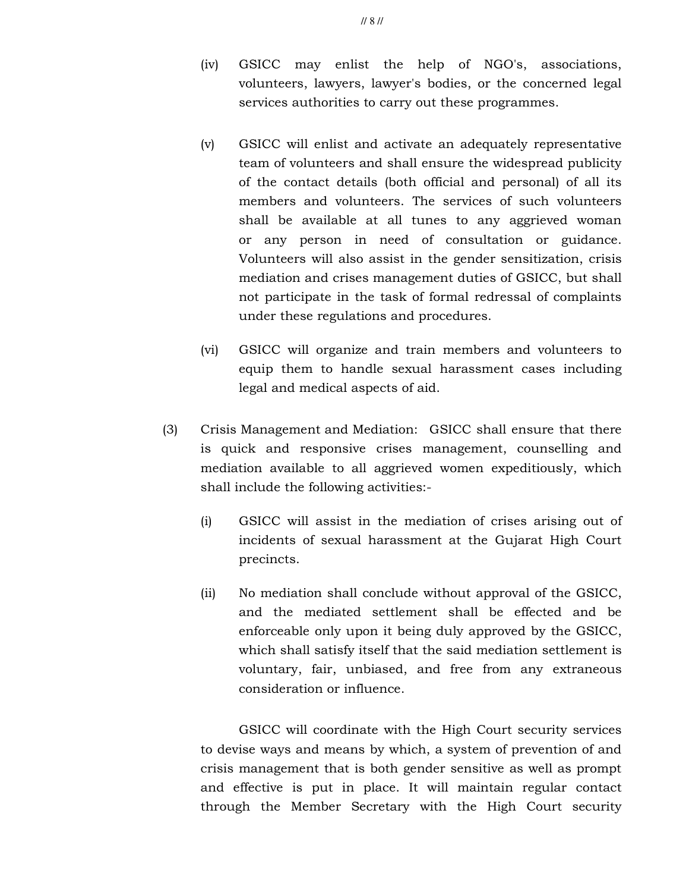(iv) GSICC may enlist the help of NGO's, associations, volunteers, lawyers, lawyer's bodies, or the concerned legal services authorities to carry out these programmes.

(v) GSICC will enlist and activate an adequately representative team of volunteers and shall ensure the widespread publicity of the contact details (both official and personal) of all its members and volunteers. The services of such volunteers shall be available at all tunes to any aggrieved woman or any person in need of consultation or guidance. Volunteers will also assist in the gender sensitization, crisis mediation and crises management duties of GSICC, but shall not participate in the task of formal redressal of complaints under these regulations and procedures.

(vi) GSICC will organize and train members and volunteers to equip them to handle sexual harassment cases including legal and medical aspects of aid.

(3) Crisis Management and Mediation: GSICC shall ensure that there is quick and responsive crises management, counselling and mediation available to all aggrieved women expeditiously, which shall include the following activities:-

(i) GSICC will assist in the mediation of crises arising out of incidents of sexual harassment at the Gujarat High Court precincts.

(ii) No mediation shall conclude without approval of the GSICC, and the mediated settlement shall be effected and be enforceable only upon it being duly approved by the GSICC, which shall satisfy itself that the said mediation settlement is voluntary, fair, unbiased, and free from any extraneous consideration or influence.

GSICC will coordinate with the High Court security services to devise ways and means by which, a system of prevention of and crisis management that is both gender sensitive as well as prompt and effective is put in place. It will maintain regular contact through the Member Secretary with the High Court security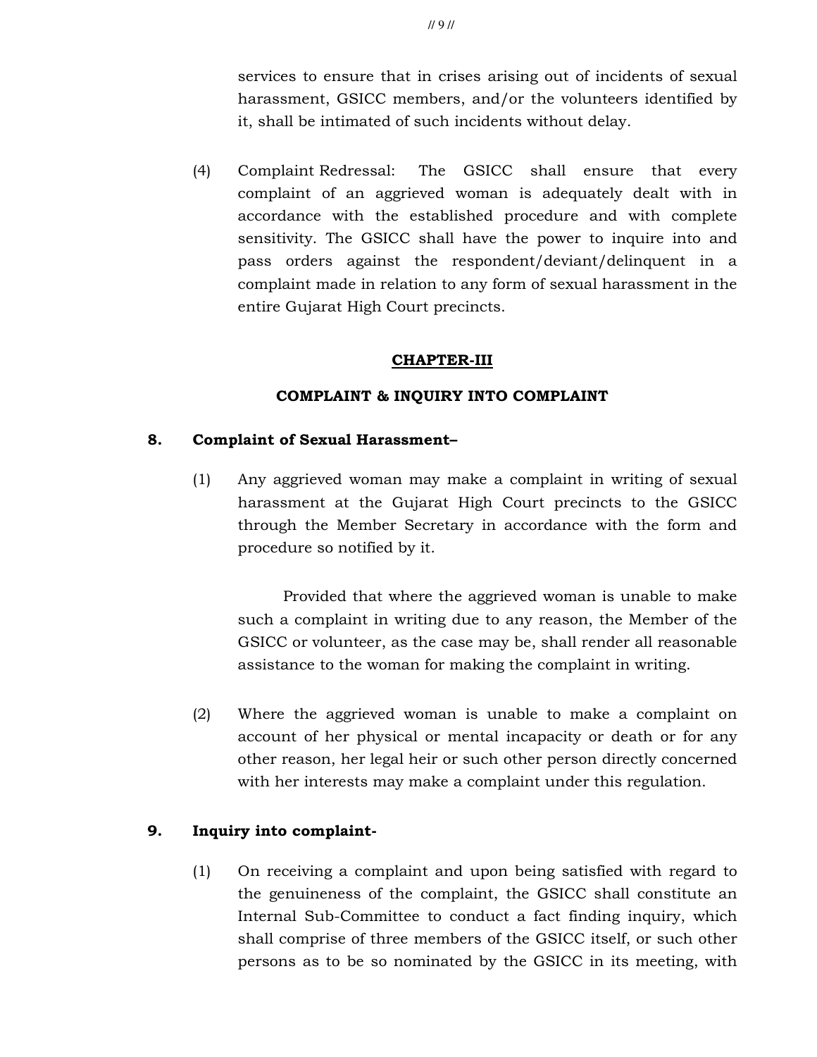services to ensure that in crises arising out of incidents of sexual harassment, GSICC members, and/or the volunteers identified by it, shall be intimated of such incidents without delay.

(4) Complaint Redressal: The GSICC shall ensure that every complaint of an aggrieved woman is adequately dealt with in accordance with the established procedure and with complete sensitivity. The GSICC shall have the power to inquire into and pass orders against the respondent/deviant/delinquent in a complaint made in relation to any form of sexual harassment in the entire Gujarat High Court precincts.

## CHAPTER-III

## COMPLAINT & INQUIRY INTO COMPLAINT

**8. Complaint of Sexual Harassment–**

(1) Any aggrieved woman may make a complaint in writing of sexual harassment at the Gujarat High Court precincts to the GSICC through the Member Secretary in accordance with the form and procedure so notified by it.

Provided that where the aggrieved woman is unable to make such a complaint in writing due to any reason, the Member of the GSICC or volunteer, as the case may be, shall render all reasonable assistance to the woman for making the complaint in writing.

(2) Where the aggrieved woman is unable to make a complaint on account of her physical or mental incapacity or death or for any other reason, her legal heir or such other person directly concerned with her interests may make a complaint under this regulation.

**9. Inquiry into complaint-**

(1) On receiving a complaint and upon being satisfied with regard to the genuineness of the complaint, the GSICC shall constitute an Internal Sub-Committee to conduct a fact finding inquiry, which shall comprise of three members of the GSICC itself, or such other persons as to be so nominated by the GSICC in its meeting, with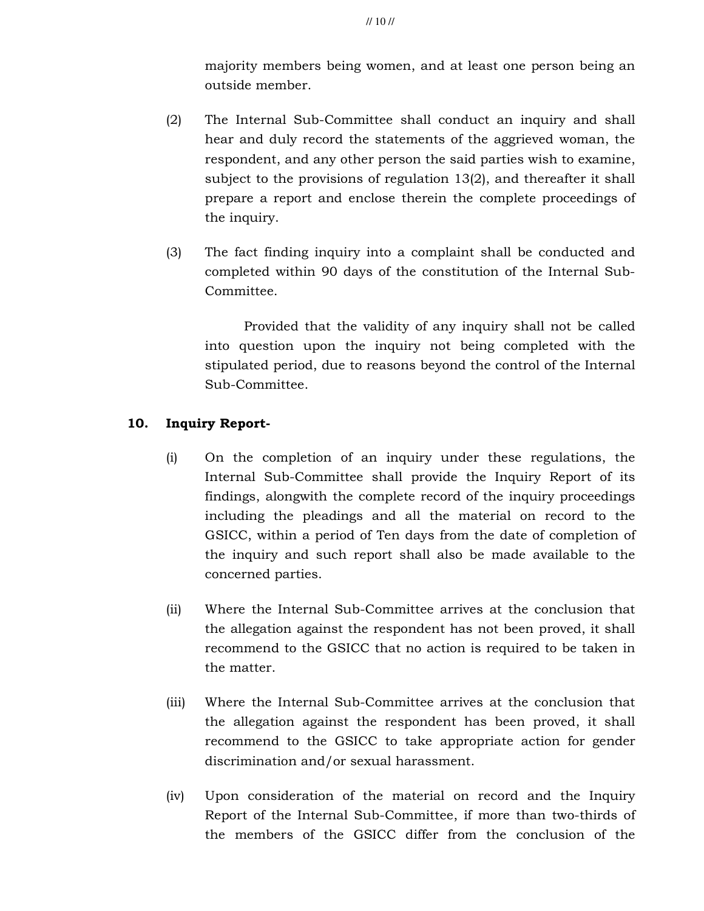majority members being women, and at least one person being an outside member.

(2) The Internal Sub-Committee shall conduct an inquiry and shall hear and duly record the statements of the aggrieved woman, the respondent, and any other person the said parties wish to examine, subject to the provisions of regulation 13(2), and thereafter it shall prepare a report and enclose therein the complete proceedings of the inquiry.

(3) The fact finding inquiry into a complaint shall be conducted and completed within 90 days of the constitution of the Internal Sub-Committee.

Provided that the validity of any inquiry shall not be called into question upon the inquiry not being completed with the stipulated period, due to reasons beyond the control of the Internal Sub-Committee.

**10. Inquiry Report-**

(i) On the completion of an inquiry under these regulations, the Internal Sub-Committee shall provide the Inquiry Report of its findings, alongwith the complete record of the inquiry proceedings including the pleadings and all the material on record to the GSICC, within a period of Ten days from the date of completion of the inquiry and such report shall also be made available to the concerned parties.

(ii) Where the Internal Sub-Committee arrives at the conclusion that the allegation against the respondent has not been proved, it shall recommend to the GSICC that no action is required to be taken in the matter.

(iii) Where the Internal Sub-Committee arrives at the conclusion that the allegation against the respondent has been proved, it shall recommend to the GSICC to take appropriate action for gender discrimination and/or sexual harassment.

(iv) Upon consideration of the material on record and the Inquiry Report of the Internal Sub-Committee, if more than two-thirds of the members of the GSICC differ from the conclusion of the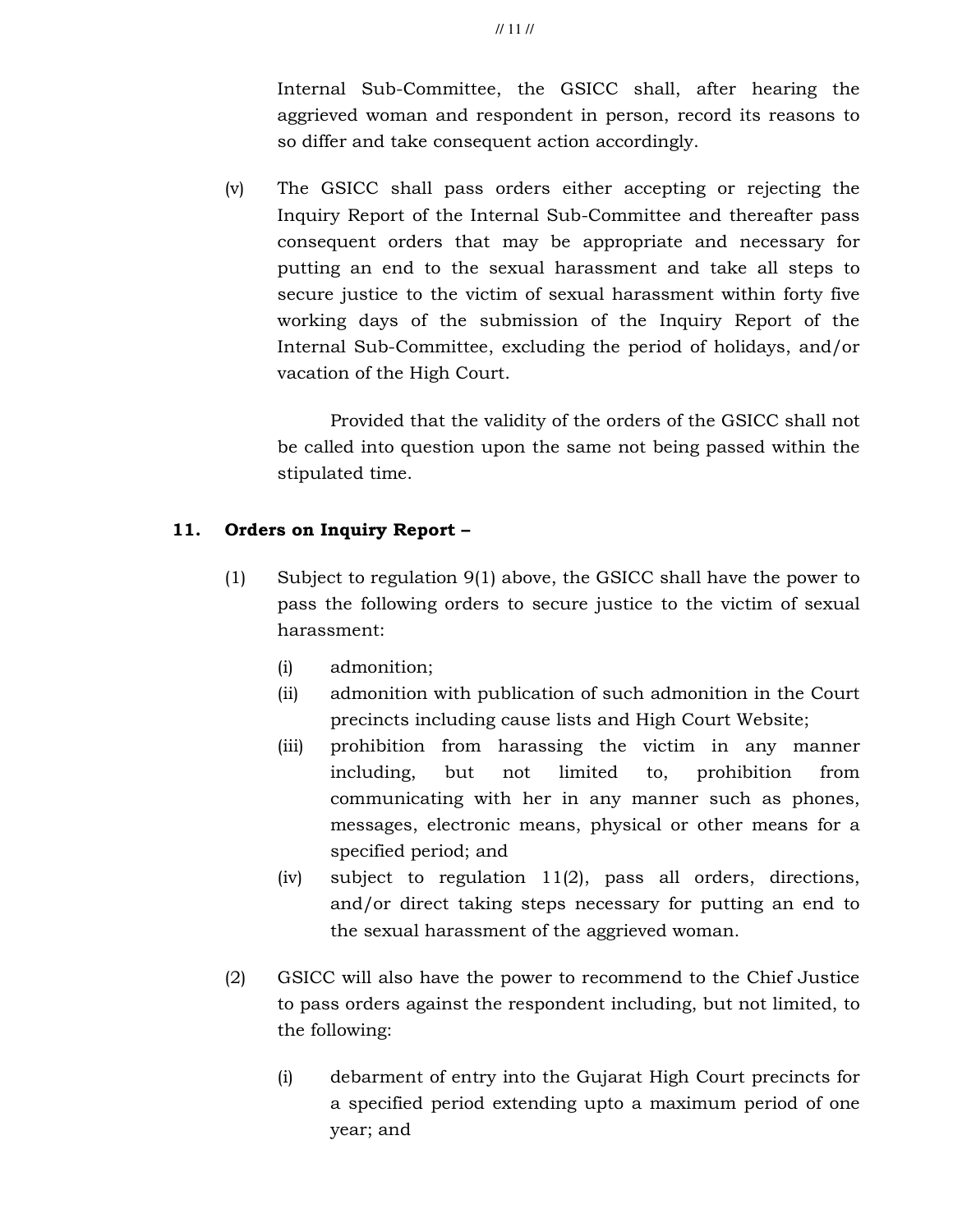Internal Sub-Committee, the GSICC shall, after hearing the aggrieved woman and respondent in person, record its reasons to so differ and take consequent action accordingly.

(v) The GSICC shall pass orders either accepting or rejecting the Inquiry Report of the Internal Sub-Committee and thereafter pass consequent orders that may be appropriate and necessary for putting an end to the sexual harassment and take all steps to secure justice to the victim of sexual harassment within forty five working days of the submission of the Inquiry Report of the Internal Sub-Committee, excluding the period of holidays, and/or vacation of the High Court.

Provided that the validity of the orders of the GSICC shall not be called into question upon the same not being passed within the stipulated time.

**11. Orders on Inquiry Report –**

(1) Subject to regulation 9(1) above, the GSICC shall have the power to pass the following orders to secure justice to the victim of sexual harassment:

(i) admonition;

(ii) admonition with publication of such admonition in the Court precincts including cause lists and High Court Website;

(iii) prohibition from harassing the victim in any manner including, but not limited to, prohibition from communicating with her in any manner such as phones, messages, electronic means, physical or other means for a specified period; and

(iv) subject to regulation 11(2), pass all orders, directions, and/or direct taking steps necessary for putting an end to the sexual harassment of the aggrieved woman.

(2) GSICC will also have the power to recommend to the Chief Justice to pass orders against the respondent including, but not limited, to the following:

(i) debarment of entry into the Gujarat High Court precincts for a specified period extending upto a maximum period of one year; and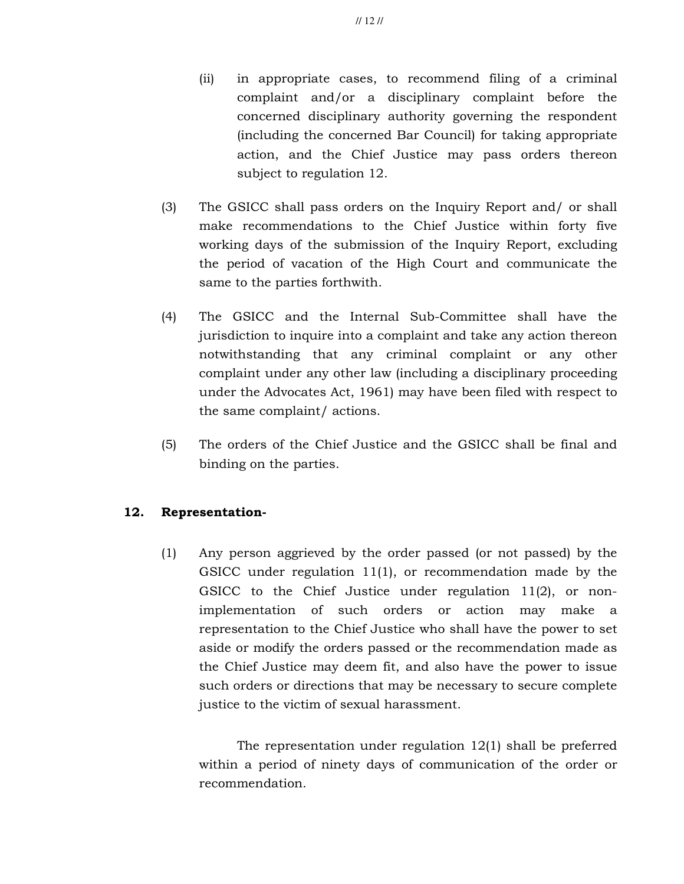(ii) in appropriate cases, to recommend filing of a criminal complaint and/or a disciplinary complaint before the concerned disciplinary authority governing the respondent (including the concerned Bar Council) for taking appropriate action, and the Chief Justice may pass orders thereon subject to regulation 12.

(3) The GSICC shall pass orders on the Inquiry Report and/ or shall make recommendations to the Chief Justice within forty five working days of the submission of the Inquiry Report, excluding the period of vacation of the High Court and communicate the same to the parties forthwith.

(4) The GSICC and the Internal Sub-Committee shall have the jurisdiction to inquire into a complaint and take any action thereon notwithstanding that any criminal complaint or any other complaint under any other law (including a disciplinary proceeding under the Advocates Act, 1961) may have been filed with respect to the same complaint/ actions.

(5) The orders of the Chief Justice and the GSICC shall be final and binding on the parties.

**12. Representation-**

(1) Any person aggrieved by the order passed (or not passed) by the GSICC under regulation 11(1), or recommendation made by the GSICC to the Chief Justice under regulation 11(2), or non-implementation of such orders or action may make a representation to the Chief Justice who shall have the power to set aside or modify the orders passed or the recommendation made as the Chief Justice may deem fit, and also have the power to issue such orders or directions that may be necessary to secure complete justice to the victim of sexual harassment.

The representation under regulation 12(1) shall be preferred within a period of ninety days of communication of the order or recommendation.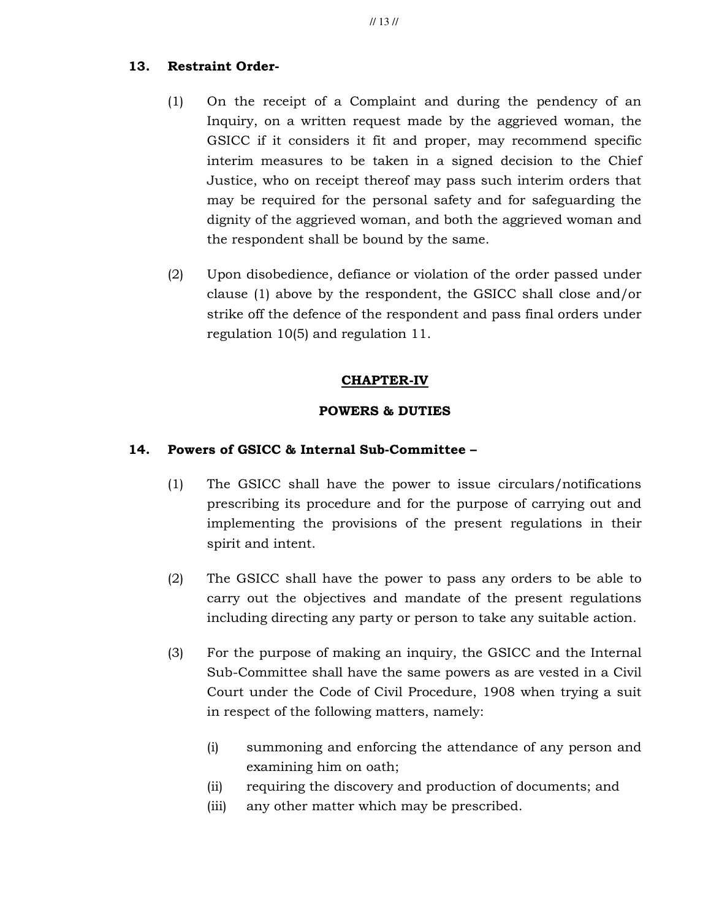**13. Restraint Order-**

(1) On the receipt of a Complaint and during the pendency of an Inquiry, on a written request made by the aggrieved woman, the GSICC if it considers it fit and proper, may recommend specific interim measures to be taken in a signed decision to the Chief Justice, who on receipt thereof may pass such interim orders that may be required for the personal safety and for safeguarding the dignity of the aggrieved woman, and both the aggrieved woman and the respondent shall be bound by the same.

(2) Upon disobedience, defiance or violation of the order passed under clause (1) above by the respondent, the GSICC shall close and/or strike off the defence of the respondent and pass final orders under regulation 10(5) and regulation 11.

## CHAPTER-IV

## POWERS & DUTIES

**14. Powers of GSICC & Internal Sub-Committee –**

(1) The GSICC shall have the power to issue circulars/notifications prescribing its procedure and for the purpose of carrying out and implementing the provisions of the present regulations in their spirit and intent.

(2) The GSICC shall have the power to pass any orders to be able to carry out the objectives and mandate of the present regulations including directing any party or person to take any suitable action.

(3) For the purpose of making an inquiry, the GSICC and the Internal Sub-Committee shall have the same powers as are vested in a Civil Court under the Code of Civil Procedure, 1908 when trying a suit in respect of the following matters, namely:

(i) summoning and enforcing the attendance of any person and examining him on oath;
(ii) requiring the discovery and production of documents; and
(iii) any other matter which may be prescribed.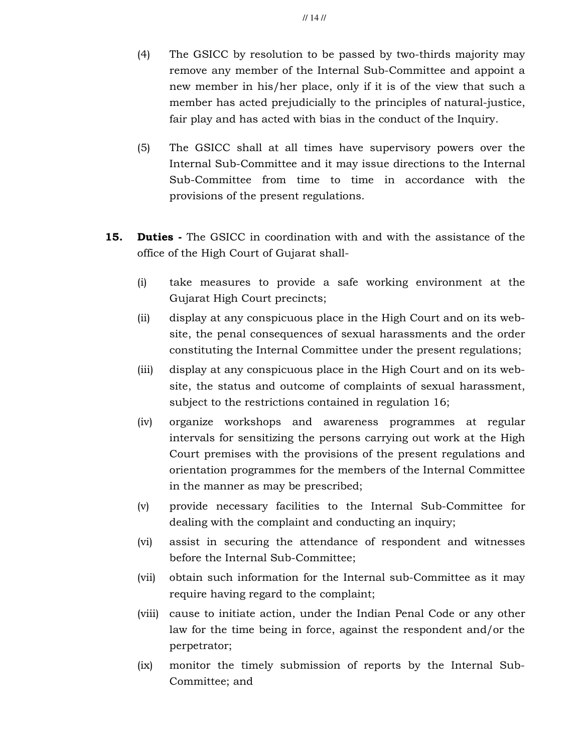(4) The GSICC by resolution to be passed by two-thirds majority may remove any member of the Internal Sub-Committee and appoint a new member in his/her place, only if it is of the view that such a member has acted prejudicially to the principles of natural-justice, fair play and has acted with bias in the conduct of the Inquiry.

(5) The GSICC shall at all times have supervisory powers over the Internal Sub-Committee and it may issue directions to the Internal Sub-Committee from time to time in accordance with the provisions of the present regulations.

**15. Duties -** The GSICC in coordination with and with the assistance of the office of the High Court of Gujarat shall-

(i) take measures to provide a safe working environment at the Gujarat High Court precincts;

(ii) display at any conspicuous place in the High Court and on its web-site, the penal consequences of sexual harassments and the order constituting the Internal Committee under the present regulations;

(iii) display at any conspicuous place in the High Court and on its web-site, the status and outcome of complaints of sexual harassment, subject to the restrictions contained in regulation 16;

(iv) organize workshops and awareness programmes at regular intervals for sensitizing the persons carrying out work at the High Court premises with the provisions of the present regulations and orientation programmes for the members of the Internal Committee in the manner as may be prescribed;

(v) provide necessary facilities to the Internal Sub-Committee for dealing with the complaint and conducting an inquiry;

(vi) assist in securing the attendance of respondent and witnesses before the Internal Sub-Committee;

(vii) obtain such information for the Internal sub-Committee as it may require having regard to the complaint;

(viii) cause to initiate action, under the Indian Penal Code or any other law for the time being in force, against the respondent and/or the perpetrator;

(ix) monitor the timely submission of reports by the Internal Sub-Committee; and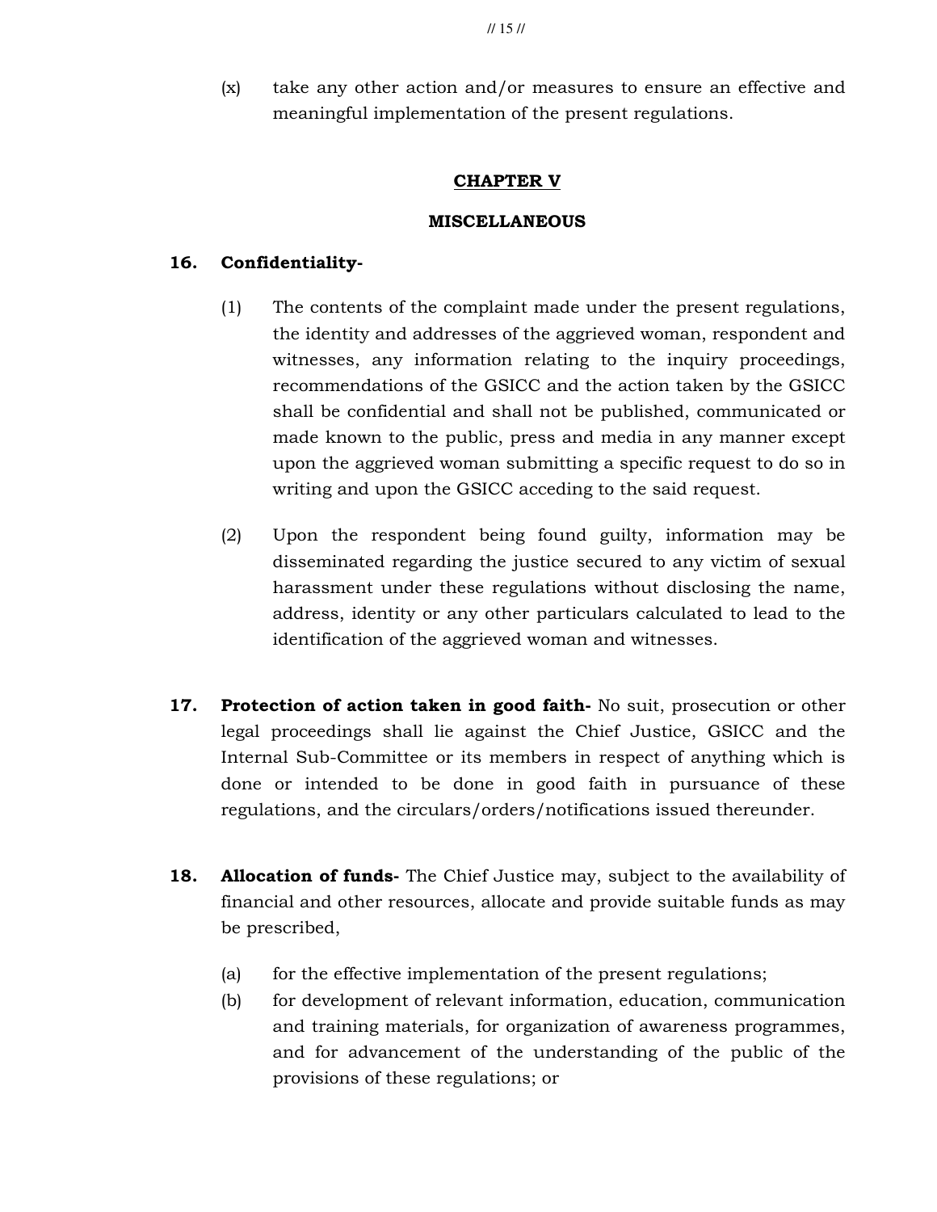(x) take any other action and/or measures to ensure an effective and meaningful implementation of the present regulations.

## CHAPTER V

## MISCELLANEOUS

**16. Confidentiality-**

(1) The contents of the complaint made under the present regulations, the identity and addresses of the aggrieved woman, respondent and witnesses, any information relating to the inquiry proceedings, recommendations of the GSICC and the action taken by the GSICC shall be confidential and shall not be published, communicated or made known to the public, press and media in any manner except upon the aggrieved woman submitting a specific request to do so in writing and upon the GSICC acceding to the said request.

(2) Upon the respondent being found guilty, information may be disseminated regarding the justice secured to any victim of sexual harassment under these regulations without disclosing the name, address, identity or any other particulars calculated to lead to the identification of the aggrieved woman and witnesses.

**17. Protection of action taken in good faith-** No suit, prosecution or other legal proceedings shall lie against the Chief Justice, GSICC and the Internal Sub-Committee or its members in respect of anything which is done or intended to be done in good faith in pursuance of these regulations, and the circulars/orders/notifications issued thereunder.

**18. Allocation of funds-** The Chief Justice may, subject to the availability of financial and other resources, allocate and provide suitable funds as may be prescribed,

(a) for the effective implementation of the present regulations;

(b) for development of relevant information, education, communication and training materials, for organization of awareness programmes, and for advancement of the understanding of the public of the provisions of these regulations; or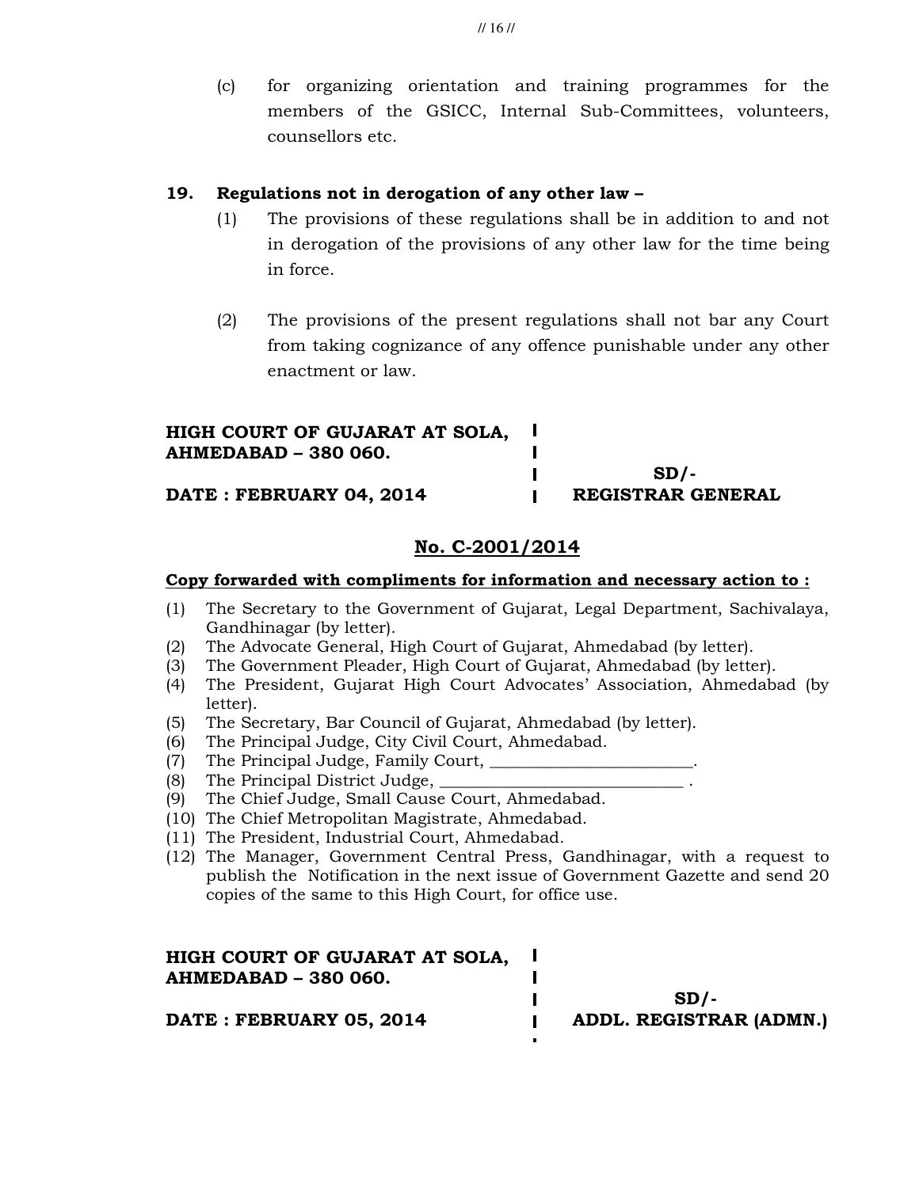(c) for organizing orientation and training programmes for the members of the GSICC, Internal Sub-Committees, volunteers, counsellors etc.

**19. Regulations not in derogation of any other law –**

(1) The provisions of these regulations shall be in addition to and not in derogation of the provisions of any other law for the time being in force.

(2) The provisions of the present regulations shall not bar any Court from taking cognizance of any offence punishable under any other enactment or law.

**HIGH COURT OF GUJARAT AT SOLA,**
**AHMEDABAD – 380 060.**

**DATE : FEBRUARY 04, 2014**

**SD/-**
**REGISTRAR GENERAL**

## No. C-2001/2014

**Copy forwarded with compliments for information and necessary action to :**

(1) The Secretary to the Government of Gujarat, Legal Department, Sachivalaya, Gandhinagar (by letter).
(2) The Advocate General, High Court of Gujarat, Ahmedabad (by letter).
(3) The Government Pleader, High Court of Gujarat, Ahmedabad (by letter).
(4) The President, Gujarat High Court Advocates' Association, Ahmedabad (by letter).
(5) The Secretary, Bar Council of Gujarat, Ahmedabad (by letter).
(6) The Principal Judge, City Civil Court, Ahmedabad.
(7) The Principal Judge, Family Court, ________________________.
(8) The Principal District Judge, ____________________________ .
(9) The Chief Judge, Small Cause Court, Ahmedabad.
(10) The Chief Metropolitan Magistrate, Ahmedabad.
(11) The President, Industrial Court, Ahmedabad.
(12) The Manager, Government Central Press, Gandhinagar, with a request to publish the Notification in the next issue of Government Gazette and send 20 copies of the same to this High Court, for office use.

**HIGH COURT OF GUJARAT AT SOLA,**
**AHMEDABAD – 380 060.**

**DATE : FEBRUARY 05, 2014**

**SD/-**
**ADDL. REGISTRAR (ADMN.)**